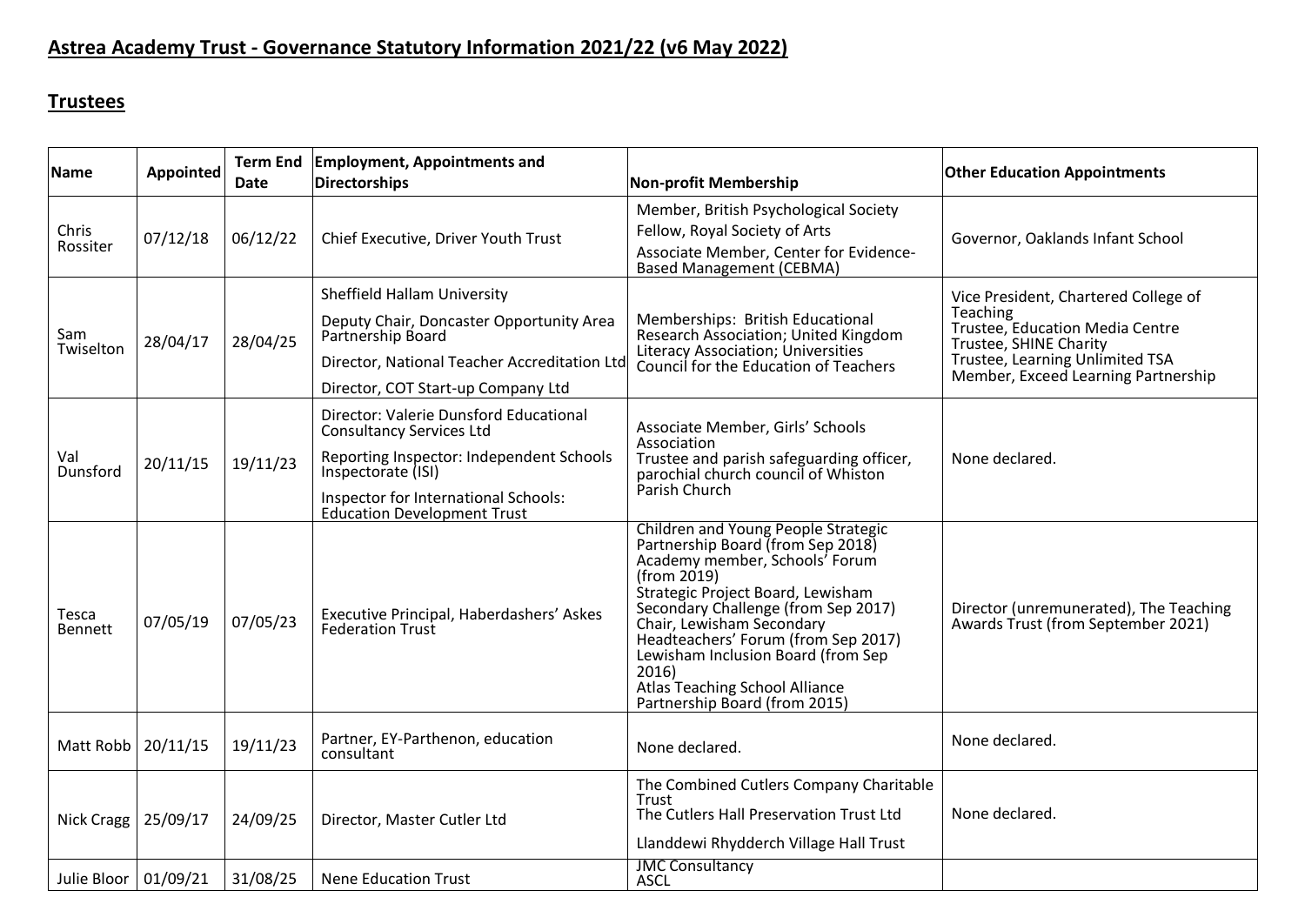# Astrea Academy Trust - Governance Statutory Information 2021/22 (v6 May 2022)

## Trustees

| Name | Appointed | Term End Date | Employment, Appointments and Directorships | Non-profit Membership | Other Education Appointments |
|---|---|---|---|---|---|
| Chris Rossiter | 07/12/18 | 06/12/22 | Chief Executive, Driver Youth Trust | Member, British Psychological Society<br>Fellow, Royal Society of Arts<br>Associate Member, Center for Evidence-Based Management (CEBMA) | Governor, Oaklands Infant School |
| Sam Twiselton | 28/04/17 | 28/04/25 | Sheffield Hallam University<br>Deputy Chair, Doncaster Opportunity Area Partnership Board<br>Director, National Teacher Accreditation Ltd<br>Director, COT Start-up Company Ltd | Memberships: British Educational Research Association; United Kingdom Literacy Association; Universities Council for the Education of Teachers | Vice President, Chartered College of Teaching<br>Trustee, Education Media Centre<br>Trustee, SHINE Charity<br>Trustee, Learning Unlimited TSA<br>Member, Exceed Learning Partnership |
| Val Dunsford | 20/11/15 | 19/11/23 | Director: Valerie Dunsford Educational Consultancy Services Ltd<br>Reporting Inspector: Independent Schools Inspectorate (ISI)<br>Inspector for International Schools: Education Development Trust | Associate Member, Girls' Schools Association<br>Trustee and parish safeguarding officer, parochial church council of Whiston Parish Church | None declared. |
| Tesca Bennett | 07/05/19 | 07/05/23 | Executive Principal, Haberdashers' Askes Federation Trust | Children and Young People Strategic Partnership Board (from Sep 2018)<br>Academy member, Schools' Forum (from 2019)<br>Strategic Project Board, Lewisham Secondary Challenge (from Sep 2017)<br>Chair, Lewisham Secondary Headteachers' Forum (from Sep 2017)<br>Lewisham Inclusion Board (from Sep 2016)<br>Atlas Teaching School Alliance Partnership Board (from 2015) | Director (unremunerated), The Teaching Awards Trust (from September 2021) |
| Matt Robb | 20/11/15 | 19/11/23 | Partner, EY-Parthenon, education consultant | None declared. | None declared. |
| Nick Cragg | 25/09/17 | 24/09/25 | Director, Master Cutler Ltd | The Combined Cutlers Company Charitable Trust<br>The Cutlers Hall Preservation Trust Ltd<br>Llanddewi Rhydderch Village Hall Trust | None declared. |
| Julie Bloor | 01/09/21 | 31/08/25 | Nene Education Trust | JMC Consultancy<br>ASCL | |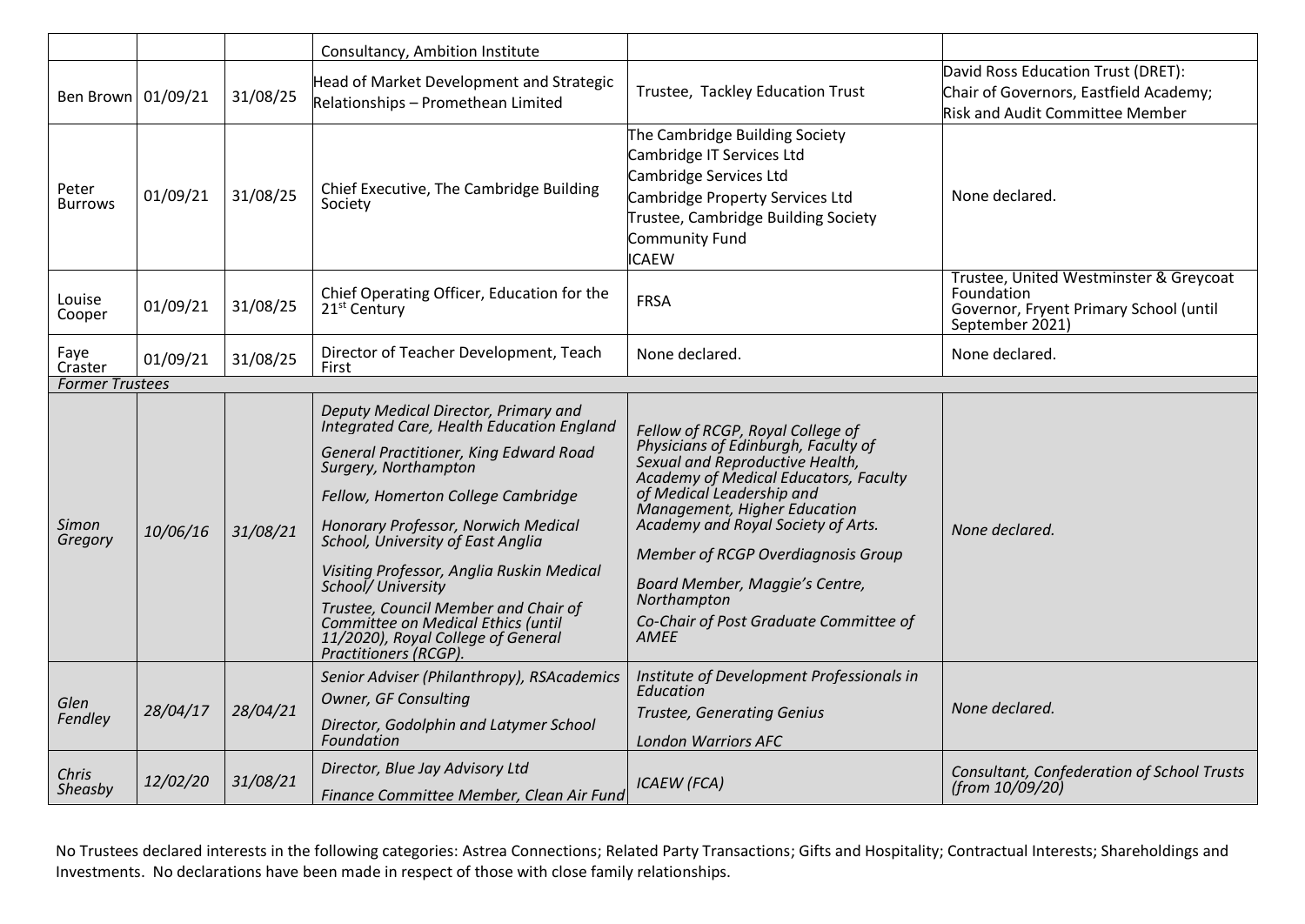| | | | Consultancy, Ambition Institute | | |
|---|---|---|---|---|---|
| Ben Brown | 01/09/21 | 31/08/25 | Head of Market Development and Strategic Relationships – Promethean Limited | Trustee, Tackley Education Trust | David Ross Education Trust (DRET): Chair of Governors, Eastfield Academy; Risk and Audit Committee Member |
| Peter Burrows | 01/09/21 | 31/08/25 | Chief Executive, The Cambridge Building Society | The Cambridge Building Society<br>Cambridge IT Services Ltd<br>Cambridge Services Ltd<br>Cambridge Property Services Ltd<br>Trustee, Cambridge Building Society Community Fund<br>ICAEW | None declared. |
| Louise Cooper | 01/09/21 | 31/08/25 | Chief Operating Officer, Education for the 21st Century | FRSA | Trustee, United Westminster & Greycoat Foundation<br>Governor, Fryent Primary School (until September 2021) |
| Faye Craster | 01/09/21 | 31/08/25 | Director of Teacher Development, Teach First | None declared. | None declared. |
| *Former Trustees* | | | | | |
| *Simon Gregory* | *10/06/16* | *31/08/21* | *Deputy Medical Director, Primary and Integrated Care, Health Education England*<br>*General Practitioner, King Edward Road Surgery, Northampton*<br>*Fellow, Homerton College Cambridge*<br>*Honorary Professor, Norwich Medical School, University of East Anglia*<br>*Visiting Professor, Anglia Ruskin Medical School/ University*<br>*Trustee, Council Member and Chair of Committee on Medical Ethics (until 11/2020), Royal College of General Practitioners (RCGP).* | *Fellow of RCGP, Royal College of Physicians of Edinburgh, Faculty of Sexual and Reproductive Health, Academy of Medical Educators, Faculty of Medical Leadership and Management, Higher Education Academy and Royal Society of Arts.*<br>*Member of RCGP Overdiagnosis Group*<br>*Board Member, Maggie's Centre, Northampton*<br>*Co-Chair of Post Graduate Committee of AMEE* | *None declared.* |
| *Glen Fendley* | *28/04/17* | *28/04/21* | *Senior Adviser (Philanthropy), RSAcademics*<br>*Owner, GF Consulting*<br>*Director, Godolphin and Latymer School Foundation* | *Institute of Development Professionals in Education*<br>*Trustee, Generating Genius*<br>*London Warriors AFC* | *None declared.* |
| *Chris Sheasby* | *12/02/20* | *31/08/21* | *Director, Blue Jay Advisory Ltd*<br>*Finance Committee Member, Clean Air Fund* | *ICAEW (FCA)* | *Consultant, Confederation of School Trusts (from 10/09/20)* |

No Trustees declared interests in the following categories: Astrea Connections; Related Party Transactions; Gifts and Hospitality; Contractual Interests; Shareholdings and Investments. No declarations have been made in respect of those with close family relationships.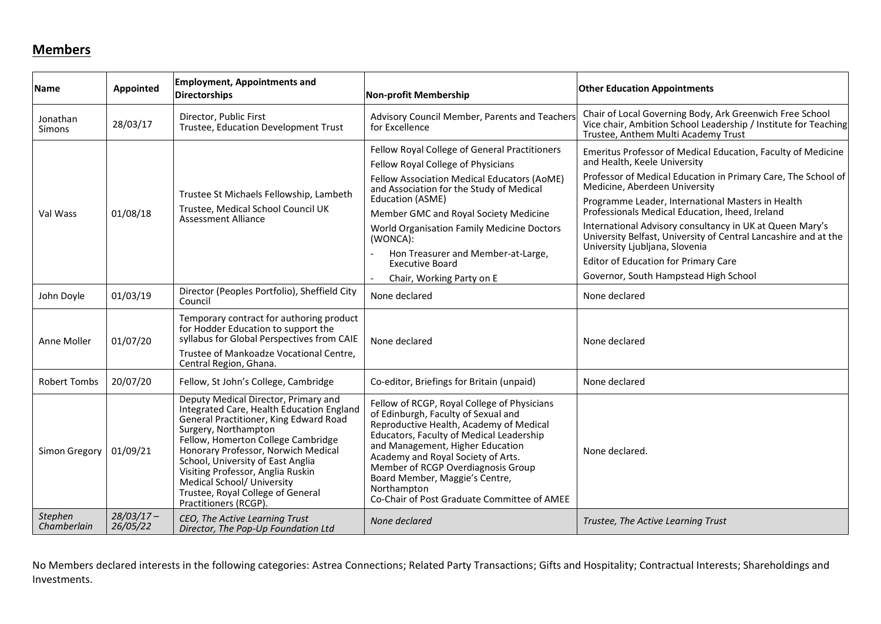## Members

| Name | Appointed | Employment, Appointments and Directorships | Non-profit Membership | Other Education Appointments |
|---|---|---|---|---|
| Jonathan Simons | 28/03/17 | Director, Public First<br>Trustee, Education Development Trust | Advisory Council Member, Parents and Teachers for Excellence | Chair of Local Governing Body, Ark Greenwich Free School<br>Vice chair, Ambition School Leadership / Institute for Teaching<br>Trustee, Anthem Multi Academy Trust |
| Val Wass | 01/08/18 | Trustee St Michaels Fellowship, Lambeth<br>Trustee, Medical School Council UK Assessment Alliance | Fellow Royal College of General Practitioners<br>Fellow Royal College of Physicians<br>Fellow Association Medical Educators (AoME) and Association for the Study of Medical Education (ASME)<br>Member GMC and Royal Society Medicine<br>World Organisation Family Medicine Doctors (WONCA):<br>- Hon Treasurer and Member-at-Large, Executive Board<br>- Chair, Working Party on E | Emeritus Professor of Medical Education, Faculty of Medicine and Health, Keele University<br>Professor of Medical Education in Primary Care, The School of Medicine, Aberdeen University<br>Programme Leader, International Masters in Health Professionals Medical Education, Iheed, Ireland<br>International Advisory consultancy in UK at Queen Mary's University Belfast, University of Central Lancashire and at the University Ljubljana, Slovenia<br>Editor of Education for Primary Care<br>Governor, South Hampstead High School |
| John Doyle | 01/03/19 | Director (Peoples Portfolio), Sheffield City Council | None declared | None declared |
| Anne Moller | 01/07/20 | Temporary contract for authoring product for Hodder Education to support the syllabus for Global Perspectives from CAIE<br>Trustee of Mankoadze Vocational Centre, Central Region, Ghana. | None declared | None declared |
| Robert Tombs | 20/07/20 | Fellow, St John's College, Cambridge | Co-editor, Briefings for Britain (unpaid) | None declared |
| Simon Gregory | 01/09/21 | Deputy Medical Director, Primary and Integrated Care, Health Education England<br>General Practitioner, King Edward Road Surgery, Northampton<br>Fellow, Homerton College Cambridge<br>Honorary Professor, Norwich Medical School, University of East Anglia<br>Visiting Professor, Anglia Ruskin Medical School/ University<br>Trustee, Royal College of General Practitioners (RCGP). | Fellow of RCGP, Royal College of Physicians of Edinburgh, Faculty of Sexual and Reproductive Health, Academy of Medical Educators, Faculty of Medical Leadership and Management, Higher Education Academy and Royal Society of Arts.<br>Member of RCGP Overdiagnosis Group<br>Board Member, Maggie's Centre, Northampton<br>Co-Chair of Post Graduate Committee of AMEE | None declared. |
| *Stephen Chamberlain* | *28/03/17 – 26/05/22* | *CEO, The Active Learning Trust*<br>*Director, The Pop-Up Foundation Ltd* | *None declared* | *Trustee, The Active Learning Trust* |

No Members declared interests in the following categories: Astrea Connections; Related Party Transactions; Gifts and Hospitality; Contractual Interests; Shareholdings and Investments.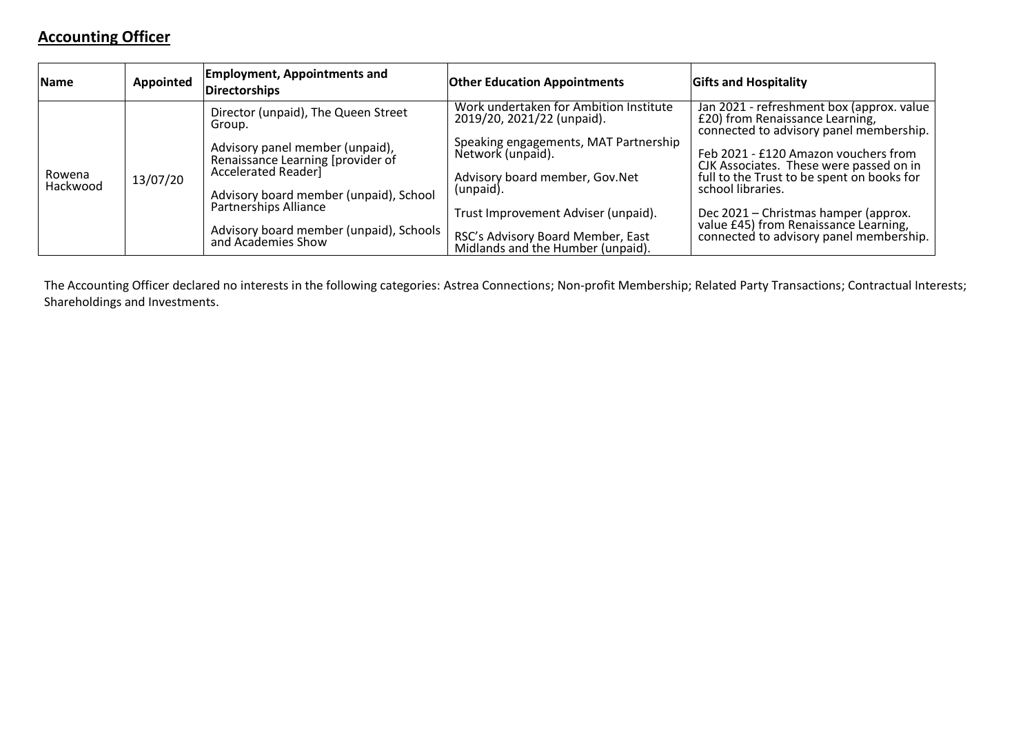## Accounting Officer

| Name | Appointed | Employment, Appointments and Directorships | Other Education Appointments | Gifts and Hospitality |
|---|---|---|---|---|
| Rowena Hackwood | 13/07/20 | Director (unpaid), The Queen Street Group.<br><br>Advisory panel member (unpaid), Renaissance Learning [provider of Accelerated Reader]<br><br>Advisory board member (unpaid), School Partnerships Alliance<br><br>Advisory board member (unpaid), Schools and Academies Show | Work undertaken for Ambition Institute 2019/20, 2021/22 (unpaid).<br><br>Speaking engagements, MAT Partnership Network (unpaid).<br><br>Advisory board member, Gov.Net (unpaid).<br><br>Trust Improvement Adviser (unpaid).<br><br>RSC's Advisory Board Member, East Midlands and the Humber (unpaid). | Jan 2021 - refreshment box (approx. value £20) from Renaissance Learning, connected to advisory panel membership.<br><br>Feb 2021 - £120 Amazon vouchers from CJK Associates. These were passed on in full to the Trust to be spent on books for school libraries.<br><br>Dec 2021 – Christmas hamper (approx. value £45) from Renaissance Learning, connected to advisory panel membership. |

The Accounting Officer declared no interests in the following categories: Astrea Connections; Non-profit Membership; Related Party Transactions; Contractual Interests; Shareholdings and Investments.